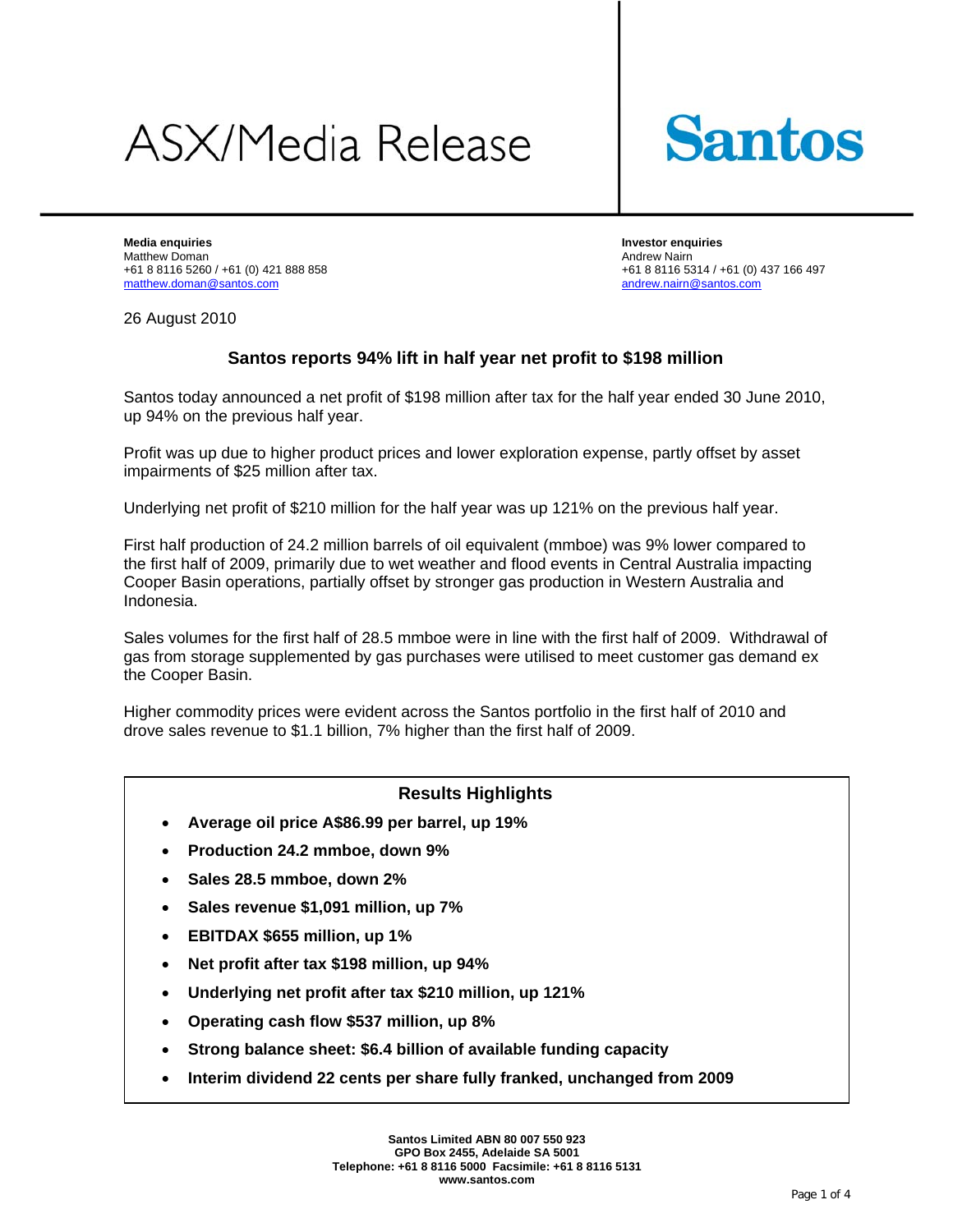# ASX/Media Release

**Santos**

**Media enquiries**
Matthew Doman
+61 8 8116 5260 / +61 (0) 421 888 858
matthew.doman@santos.com

**Investor enquiries**
Andrew Nairn
+61 8 8116 5314 / +61 (0) 437 166 497
andrew.nairn@santos.com

26 August 2010

## Santos reports 94% lift in half year net profit to $198 million

Santos today announced a net profit of $198 million after tax for the half year ended 30 June 2010, up 94% on the previous half year.

Profit was up due to higher product prices and lower exploration expense, partly offset by asset impairments of $25 million after tax.

Underlying net profit of $210 million for the half year was up 121% on the previous half year.

First half production of 24.2 million barrels of oil equivalent (mmboe) was 9% lower compared to the first half of 2009, primarily due to wet weather and flood events in Central Australia impacting Cooper Basin operations, partially offset by stronger gas production in Western Australia and Indonesia.

Sales volumes for the first half of 28.5 mmboe were in line with the first half of 2009. Withdrawal of gas from storage supplemented by gas purchases were utilised to meet customer gas demand ex the Cooper Basin.

Higher commodity prices were evident across the Santos portfolio in the first half of 2010 and drove sales revenue to $1.1 billion, 7% higher than the first half of 2009.

### Results Highlights

- **Average oil price A$86.99 per barrel, up 19%**
- **Production 24.2 mmboe, down 9%**
- **Sales 28.5 mmboe, down 2%**
- **Sales revenue $1,091 million, up 7%**
- **EBITDAX $655 million, up 1%**
- **Net profit after tax $198 million, up 94%**
- **Underlying net profit after tax $210 million, up 121%**
- **Operating cash flow $537 million, up 8%**
- **Strong balance sheet: $6.4 billion of available funding capacity**
- **Interim dividend 22 cents per share fully franked, unchanged from 2009**

**Santos Limited ABN 80 007 550 923**
**GPO Box 2455, Adelaide SA 5001**
**Telephone: +61 8 8116 5000 Facsimile: +61 8 8116 5131**
**www.santos.com**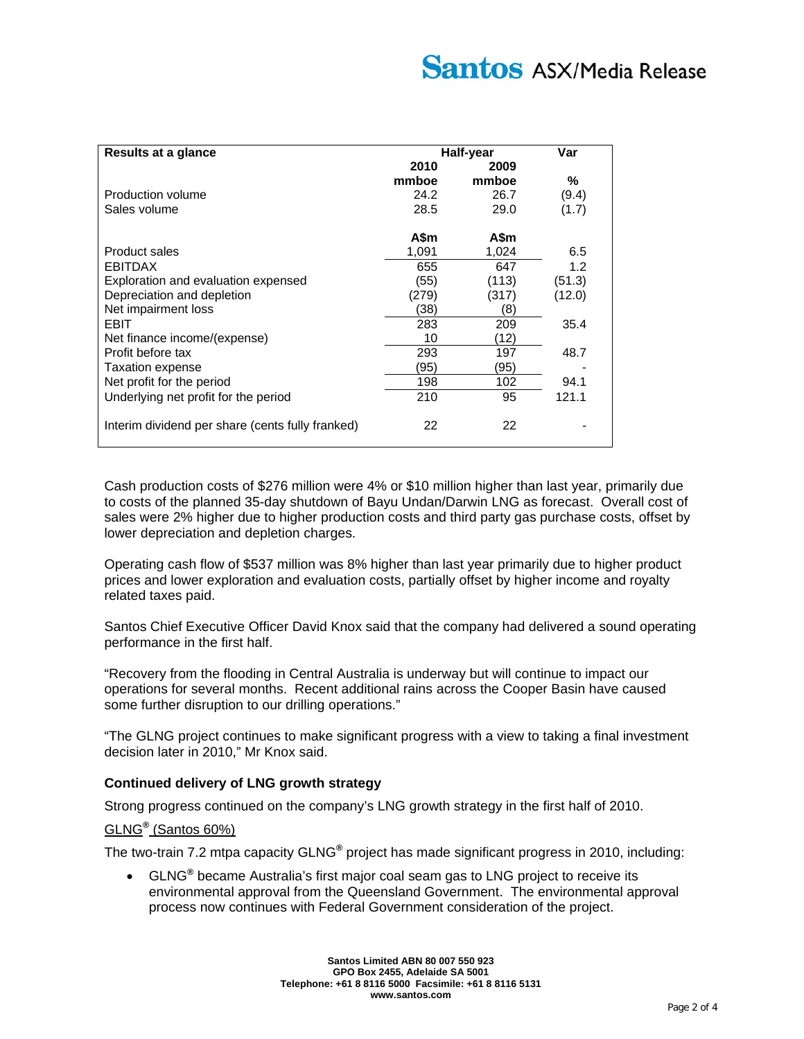| Results at a glance | Half-year | | Var |
|---|---|---|---|
| | 2010 | 2009 | |
| | mmboe | mmboe | % |
| Production volume | 24.2 | 26.7 | (9.4) |
| Sales volume | 28.5 | 29.0 | (1.7) |
| | A$m | A$m | |
| Product sales | 1,091 | 1,024 | 6.5 |
| EBITDAX | 655 | 647 | 1.2 |
| Exploration and evaluation expensed | (55) | (113) | (51.3) |
| Depreciation and depletion | (279) | (317) | (12.0) |
| Net impairment loss | (38) | (8) | |
| EBIT | 283 | 209 | 35.4 |
| Net finance income/(expense) | 10 | (12) | |
| Profit before tax | 293 | 197 | 48.7 |
| Taxation expense | (95) | (95) | - |
| Net profit for the period | 198 | 102 | 94.1 |
| Underlying net profit for the period | 210 | 95 | 121.1 |
| Interim dividend per share (cents fully franked) | 22 | 22 | - |

Cash production costs of $276 million were 4% or $10 million higher than last year, primarily due to costs of the planned 35-day shutdown of Bayu Undan/Darwin LNG as forecast. Overall cost of sales were 2% higher due to higher production costs and third party gas purchase costs, offset by lower depreciation and depletion charges.

Operating cash flow of $537 million was 8% higher than last year primarily due to higher product prices and lower exploration and evaluation costs, partially offset by higher income and royalty related taxes paid.

Santos Chief Executive Officer David Knox said that the company had delivered a sound operating performance in the first half.

"Recovery from the flooding in Central Australia is underway but will continue to impact our operations for several months. Recent additional rains across the Cooper Basin have caused some further disruption to our drilling operations."

"The GLNG project continues to make significant progress with a view to taking a final investment decision later in 2010," Mr Knox said.

### Continued delivery of LNG growth strategy

Strong progress continued on the company's LNG growth strategy in the first half of 2010.

GLNG® (Santos 60%)

The two-train 7.2 mtpa capacity GLNG® project has made significant progress in 2010, including:

- GLNG® became Australia's first major coal seam gas to LNG project to receive its environmental approval from the Queensland Government. The environmental approval process now continues with Federal Government consideration of the project.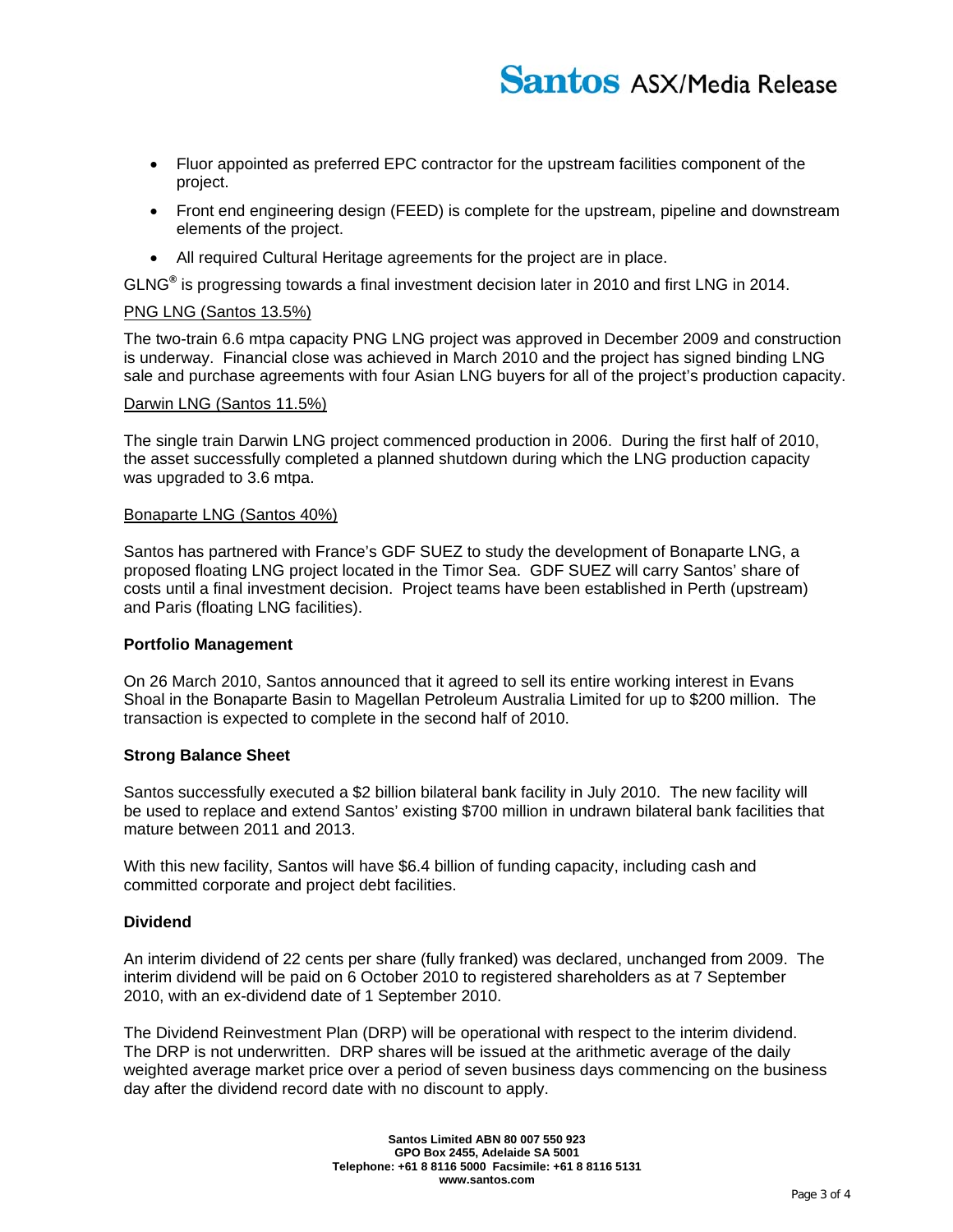- Fluor appointed as preferred EPC contractor for the upstream facilities component of the project.
- Front end engineering design (FEED) is complete for the upstream, pipeline and downstream elements of the project.
- All required Cultural Heritage agreements for the project are in place.

GLNG® is progressing towards a final investment decision later in 2010 and first LNG in 2014.

PNG LNG (Santos 13.5%)

The two-train 6.6 mtpa capacity PNG LNG project was approved in December 2009 and construction is underway. Financial close was achieved in March 2010 and the project has signed binding LNG sale and purchase agreements with four Asian LNG buyers for all of the project's production capacity.

Darwin LNG (Santos 11.5%)

The single train Darwin LNG project commenced production in 2006. During the first half of 2010, the asset successfully completed a planned shutdown during which the LNG production capacity was upgraded to 3.6 mtpa.

Bonaparte LNG (Santos 40%)

Santos has partnered with France's GDF SUEZ to study the development of Bonaparte LNG, a proposed floating LNG project located in the Timor Sea. GDF SUEZ will carry Santos' share of costs until a final investment decision. Project teams have been established in Perth (upstream) and Paris (floating LNG facilities).

**Portfolio Management**

On 26 March 2010, Santos announced that it agreed to sell its entire working interest in Evans Shoal in the Bonaparte Basin to Magellan Petroleum Australia Limited for up to $200 million. The transaction is expected to complete in the second half of 2010.

**Strong Balance Sheet**

Santos successfully executed a $2 billion bilateral bank facility in July 2010. The new facility will be used to replace and extend Santos' existing $700 million in undrawn bilateral bank facilities that mature between 2011 and 2013.

With this new facility, Santos will have $6.4 billion of funding capacity, including cash and committed corporate and project debt facilities.

**Dividend**

An interim dividend of 22 cents per share (fully franked) was declared, unchanged from 2009. The interim dividend will be paid on 6 October 2010 to registered shareholders as at 7 September 2010, with an ex-dividend date of 1 September 2010.

The Dividend Reinvestment Plan (DRP) will be operational with respect to the interim dividend. The DRP is not underwritten. DRP shares will be issued at the arithmetic average of the daily weighted average market price over a period of seven business days commencing on the business day after the dividend record date with no discount to apply.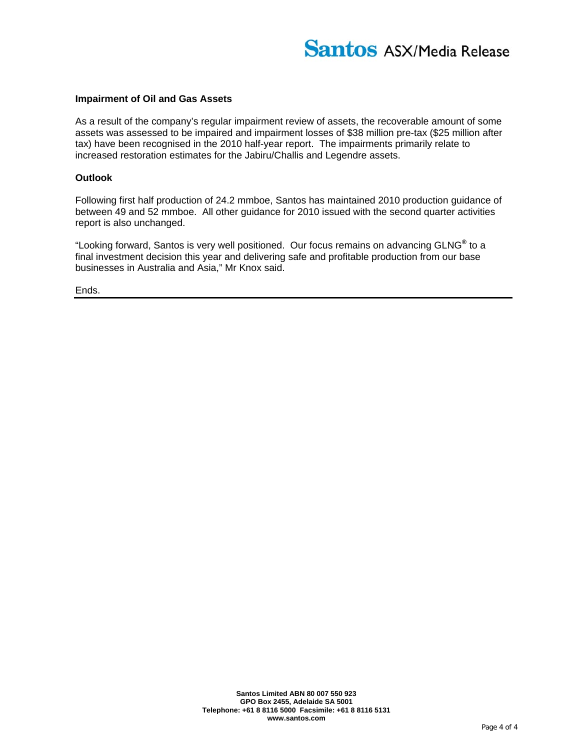### Impairment of Oil and Gas Assets

As a result of the company's regular impairment review of assets, the recoverable amount of some assets was assessed to be impaired and impairment losses of $38 million pre-tax ($25 million after tax) have been recognised in the 2010 half-year report. The impairments primarily relate to increased restoration estimates for the Jabiru/Challis and Legendre assets.

### Outlook

Following first half production of 24.2 mmboe, Santos has maintained 2010 production guidance of between 49 and 52 mmboe. All other guidance for 2010 issued with the second quarter activities report is also unchanged.

"Looking forward, Santos is very well positioned. Our focus remains on advancing GLNG® to a final investment decision this year and delivering safe and profitable production from our base businesses in Australia and Asia," Mr Knox said.

Ends.

---

**Santos Limited ABN 80 007 550 923**
**GPO Box 2455, Adelaide SA 5001**
**Telephone: +61 8 8116 5000 Facsimile: +61 8 8116 5131**
**www.santos.com**